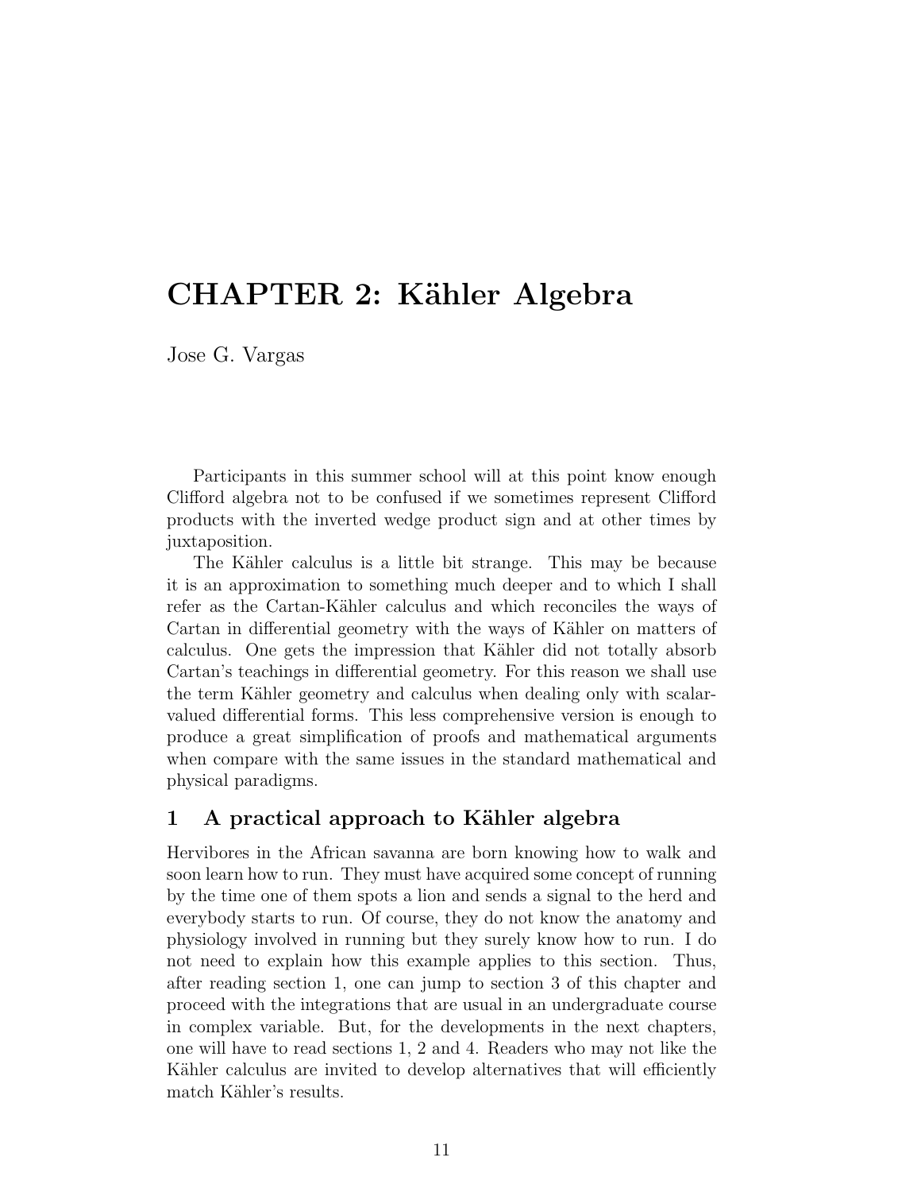# CHAPTER 2: Kähler Algebra

Jose G. Vargas

Participants in this summer school will at this point know enough Clifford algebra not to be confused if we sometimes represent Clifford products with the inverted wedge product sign and at other times by juxtaposition.

The Kähler calculus is a little bit strange. This may be because it is an approximation to something much deeper and to which I shall refer as the Cartan-Kähler calculus and which reconciles the ways of Cartan in differential geometry with the ways of Kähler on matters of calculus. One gets the impression that Kähler did not totally absorb Cartan's teachings in differential geometry. For this reason we shall use the term Kähler geometry and calculus when dealing only with scalar-valued differential forms. This less comprehensive version is enough to produce a great simplification of proofs and mathematical arguments when compare with the same issues in the standard mathematical and physical paradigms.

## 1 A practical approach to Kähler algebra

Hervibores in the African savanna are born knowing how to walk and soon learn how to run. They must have acquired some concept of running by the time one of them spots a lion and sends a signal to the herd and everybody starts to run. Of course, they do not know the anatomy and physiology involved in running but they surely know how to run. I do not need to explain how this example applies to this section. Thus, after reading section 1, one can jump to section 3 of this chapter and proceed with the integrations that are usual in an undergraduate course in complex variable. But, for the developments in the next chapters, one will have to read sections 1, 2 and 4. Readers who may not like the Kähler calculus are invited to develop alternatives that will efficiently match Kähler's results.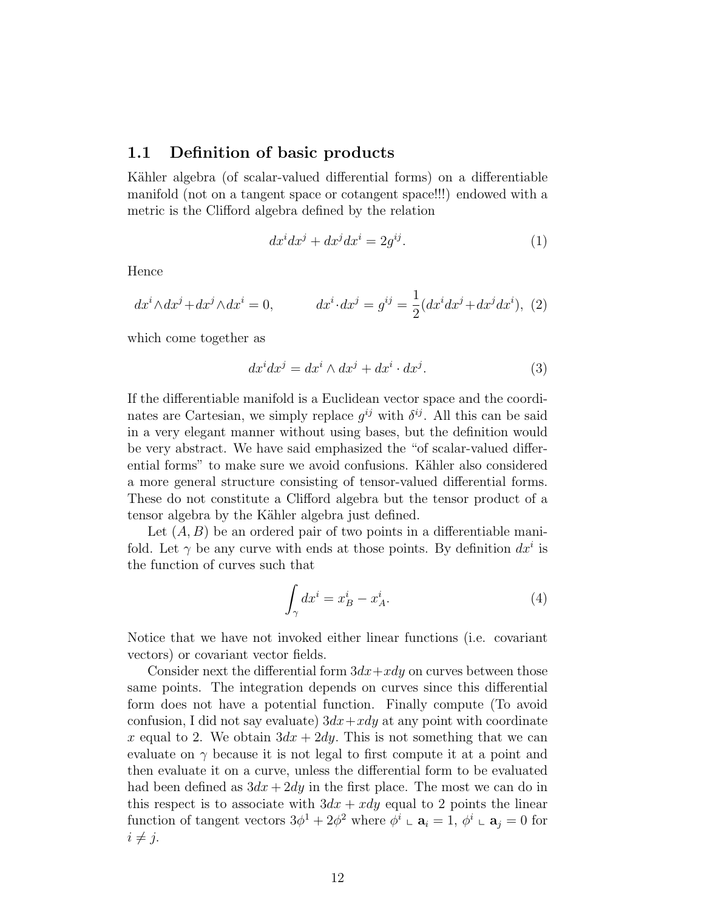### 1.1 Definition of basic products

Kähler algebra (of scalar-valued differential forms) on a differentiable manifold (not on a tangent space or cotangent space!!!) endowed with a metric is the Clifford algebra defined by the relation

$$dx^i dx^j + dx^j dx^i = 2g^{ij}. \tag{1}$$

Hence

$$dx^i \wedge dx^j + dx^j \wedge dx^i = 0, \qquad dx^i \cdot dx^j = g^{ij} = \frac{1}{2}(dx^i dx^j + dx^j dx^i), \tag{2}$$

which come together as

$$dx^i dx^j = dx^i \wedge dx^j + dx^i \cdot dx^j. \tag{3}$$

If the differentiable manifold is a Euclidean vector space and the coordinates are Cartesian, we simply replace $g^{ij}$ with $\delta^{ij}$. All this can be said in a very elegant manner without using bases, but the definition would be very abstract. We have said emphasized the "of scalar-valued differential forms" to make sure we avoid confusions. Kähler also considered a more general structure consisting of tensor-valued differential forms. These do not constitute a Clifford algebra but the tensor product of a tensor algebra by the Kähler algebra just defined.

Let $(A, B)$ be an ordered pair of two points in a differentiable manifold. Let $\gamma$ be any curve with ends at those points. By definition $dx^i$ is the function of curves such that

$$\int_\gamma dx^i = x^i_B - x^i_A. \tag{4}$$

Notice that we have not invoked either linear functions (i.e. covariant vectors) or covariant vector fields.

Consider next the differential form $3dx + xdy$ on curves between those same points. The integration depends on curves since this differential form does not have a potential function. Finally compute (To avoid confusion, I did not say evaluate) $3dx + xdy$ at any point with coordinate $x$ equal to 2. We obtain $3dx + 2dy$. This is not something that we can evaluate on $\gamma$ because it is not legal to first compute it at a point and then evaluate it on a curve, unless the differential form to be evaluated had been defined as $3dx + 2dy$ in the first place. The most we can do in this respect is to associate with $3dx + xdy$ equal to 2 points the linear function of tangent vectors $3\phi^1 + 2\phi^2$ where $\phi^i \llcorner \mathbf{a}_i = 1$, $\phi^i \llcorner \mathbf{a}_j = 0$ for $i \neq j$.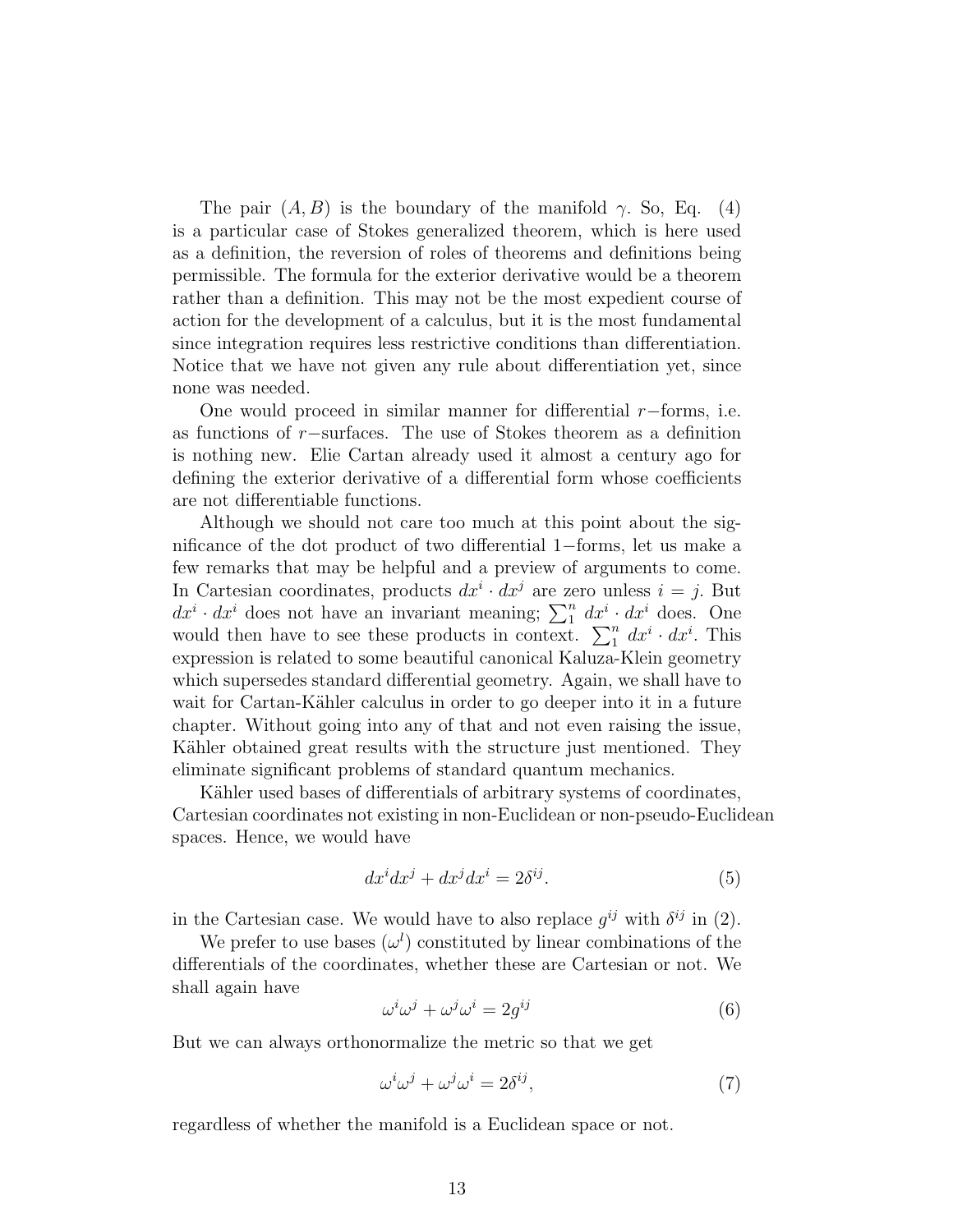The pair $(A, B)$ is the boundary of the manifold $\gamma$. So, Eq. (4) is a particular case of Stokes generalized theorem, which is here used as a definition, the reversion of roles of theorems and definitions being permissible. The formula for the exterior derivative would be a theorem rather than a definition. This may not be the most expedient course of action for the development of a calculus, but it is the most fundamental since integration requires less restrictive conditions than differentiation. Notice that we have not given any rule about differentiation yet, since none was needed.

One would proceed in similar manner for differential $r-$forms, i.e. as functions of $r-$surfaces. The use of Stokes theorem as a definition is nothing new. Elie Cartan already used it almost a century ago for defining the exterior derivative of a differential form whose coefficients are not differentiable functions.

Although we should not care too much at this point about the significance of the dot product of two differential $1-$forms, let us make a few remarks that may be helpful and a preview of arguments to come. In Cartesian coordinates, products $dx^i \cdot dx^j$ are zero unless $i = j$. But $dx^i \cdot dx^i$ does not have an invariant meaning; $\sum_1^n dx^i \cdot dx^i$ does. One would then have to see these products in context. $\sum_1^n dx^i \cdot dx^i$. This expression is related to some beautiful canonical Kaluza-Klein geometry which supersedes standard differential geometry. Again, we shall have to wait for Cartan-Kähler calculus in order to go deeper into it in a future chapter. Without going into any of that and not even raising the issue, Kähler obtained great results with the structure just mentioned. They eliminate significant problems of standard quantum mechanics.

Kähler used bases of differentials of arbitrary systems of coordinates, Cartesian coordinates not existing in non-Euclidean or non-pseudo-Euclidean spaces. Hence, we would have

$$dx^i dx^j + dx^j dx^i = 2\delta^{ij}. \tag{5}$$

in the Cartesian case. We would have to also replace $g^{ij}$ with $\delta^{ij}$ in (2).

We prefer to use bases $(\omega^l)$ constituted by linear combinations of the differentials of the coordinates, whether these are Cartesian or not. We shall again have

$$\omega^i \omega^j + \omega^j \omega^i = 2g^{ij} \tag{6}$$

But we can always orthonormalize the metric so that we get

$$\omega^i \omega^j + \omega^j \omega^i = 2\delta^{ij}, \tag{7}$$

regardless of whether the manifold is a Euclidean space or not.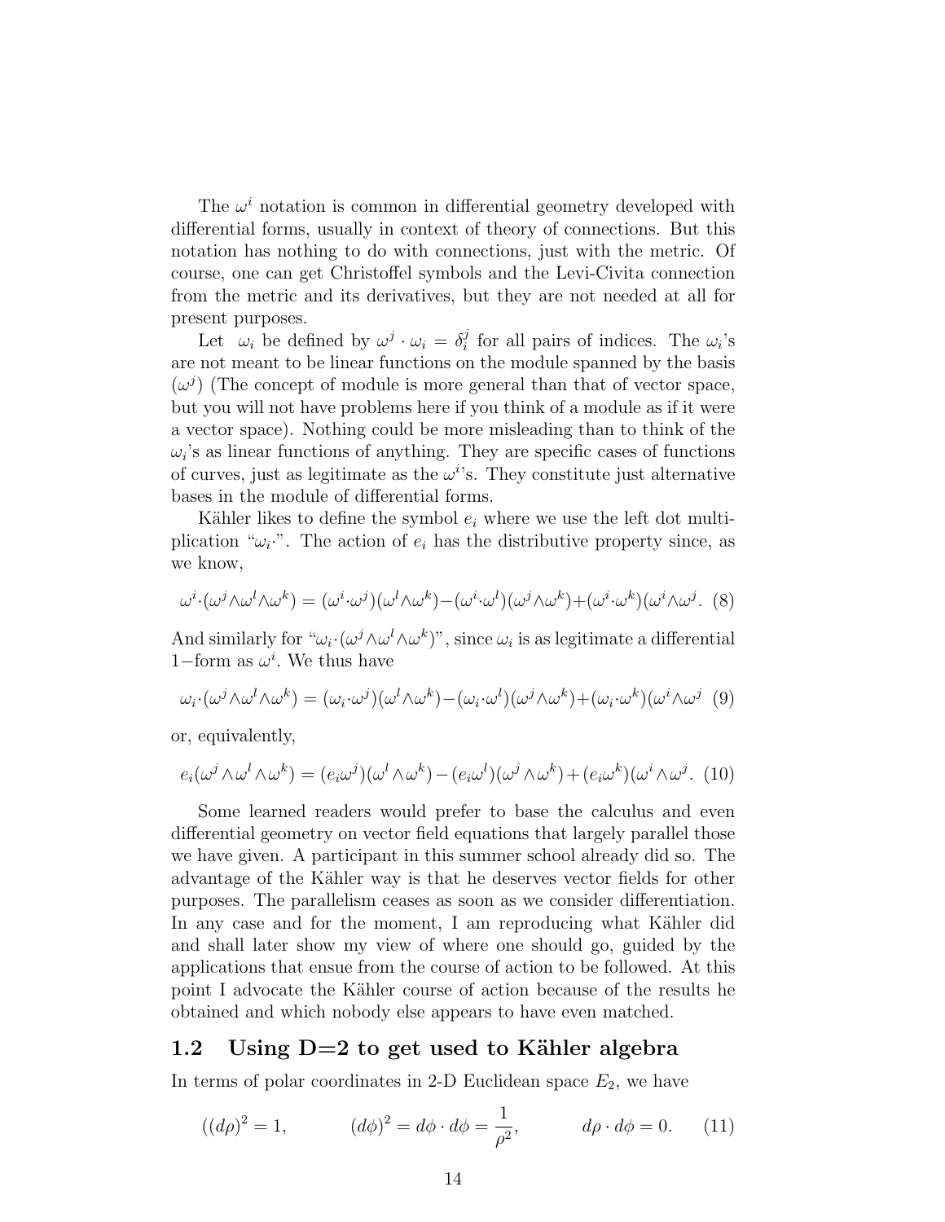The $\omega^i$ notation is common in differential geometry developed with differential forms, usually in context of theory of connections. But this notation has nothing to do with connections, just with the metric. Of course, one can get Christoffel symbols and the Levi-Civita connection from the metric and its derivatives, but they are not needed at all for present purposes.

Let $\omega_i$ be defined by $\omega^j \cdot \omega_i = \delta_i^j$ for all pairs of indices. The $\omega_i$'s are not meant to be linear functions on the module spanned by the basis $(\omega^j)$ (The concept of module is more general than that of vector space, but you will not have problems here if you think of a module as if it were a vector space). Nothing could be more misleading than to think of the $\omega_i$'s as linear functions of anything. They are specific cases of functions of curves, just as legitimate as the $\omega^i$'s. They constitute just alternative bases in the module of differential forms.

Kähler likes to define the symbol $e_i$ where we use the left dot multiplication "$\omega_i\cdot$". The action of $e_i$ has the distributive property since, as we know,

$$\omega^i\cdot(\omega^j\wedge\omega^l\wedge\omega^k) = (\omega^i\cdot\omega^j)(\omega^l\wedge\omega^k)-(\omega^i\cdot\omega^l)(\omega^j\wedge\omega^k)+(\omega^i\cdot\omega^k)(\omega^i\wedge\omega^j. \quad (8)$$

And similarly for "$\omega_i\cdot(\omega^j\wedge\omega^l\wedge\omega^k)$", since $\omega_i$ is as legitimate a differential 1−form as $\omega^i$. We thus have

$$\omega_i\cdot(\omega^j\wedge\omega^l\wedge\omega^k) = (\omega_i\cdot\omega^j)(\omega^l\wedge\omega^k)-(\omega_i\cdot\omega^l)(\omega^j\wedge\omega^k)+(\omega_i\cdot\omega^k)(\omega^i\wedge\omega^j \quad (9)$$

or, equivalently,

$$e_i(\omega^j\wedge\omega^l\wedge\omega^k) = (e_i\omega^j)(\omega^l\wedge\omega^k)-(e_i\omega^l)(\omega^j\wedge\omega^k)+(e_i\omega^k)(\omega^i\wedge\omega^j. \quad (10)$$

Some learned readers would prefer to base the calculus and even differential geometry on vector field equations that largely parallel those we have given. A participant in this summer school already did so. The advantage of the Kähler way is that he deserves vector fields for other purposes. The parallelism ceases as soon as we consider differentiation. In any case and for the moment, I am reproducing what Kähler did and shall later show my view of where one should go, guided by the applications that ensue from the course of action to be followed. At this point I advocate the Kähler course of action because of the results he obtained and which nobody else appears to have even matched.

## 1.2 Using D=2 to get used to Kähler algebra

In terms of polar coordinates in 2-D Euclidean space $E_2$, we have

$$((d\rho)^2 = 1, \qquad (d\phi)^2 = d\phi\cdot d\phi = \frac{1}{\rho^2}, \qquad d\rho\cdot d\phi = 0. \quad (11)$$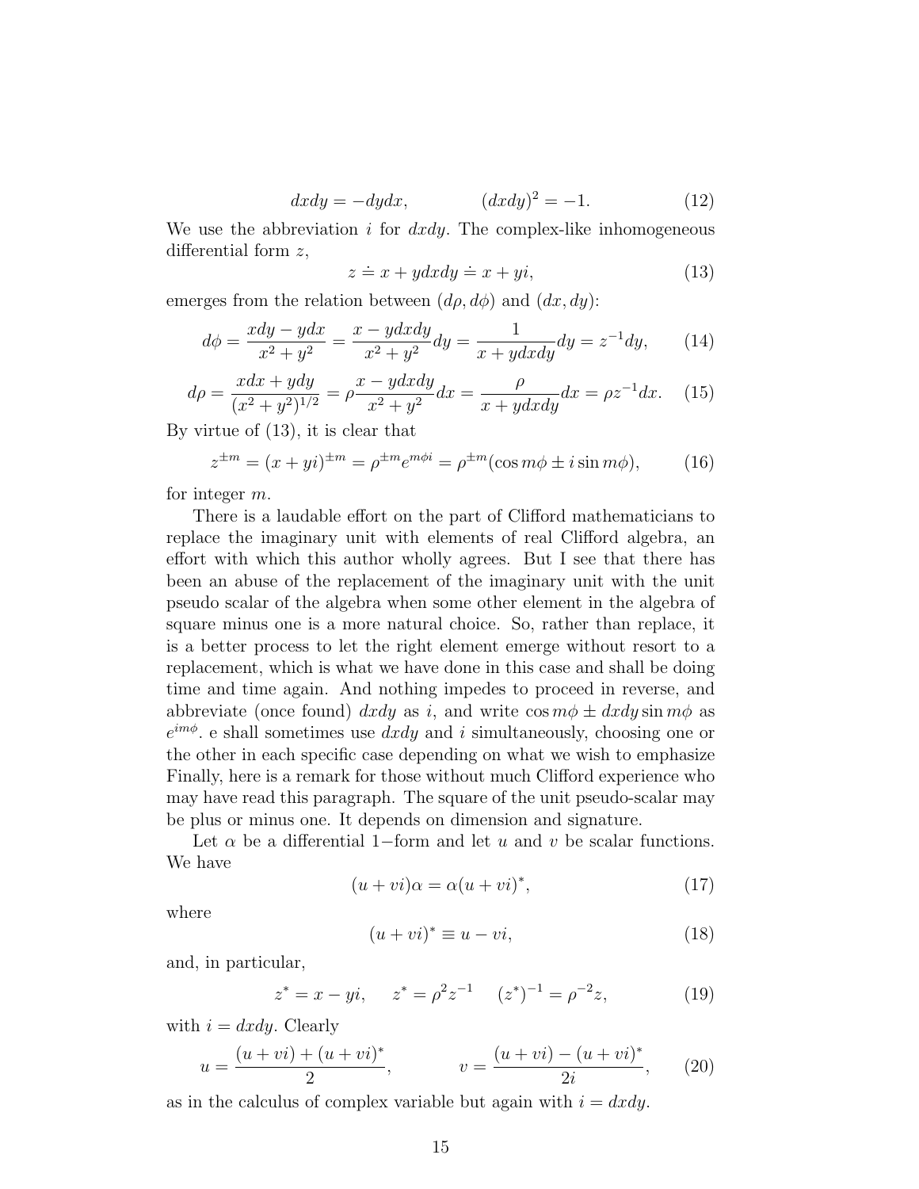$$dxdy = -dydx, \qquad (dxdy)^2 = -1. \tag{12}$$

We use the abbreviation $i$ for $dxdy$. The complex-like inhomogeneous differential form $z$,

$$z \doteq x + ydxdy \doteq x + yi, \tag{13}$$

emerges from the relation between $(d\rho, d\phi)$ and $(dx, dy)$:

$$d\phi = \frac{xdy - ydx}{x^2 + y^2} = \frac{x - ydxdy}{x^2 + y^2}dy = \frac{1}{x + ydxdy}dy = z^{-1}dy, \tag{14}$$

$$d\rho = \frac{xdx + ydy}{(x^2 + y^2)^{1/2}} = \rho\frac{x - ydxdy}{x^2 + y^2}dx = \frac{\rho}{x + ydxdy}dx = \rho z^{-1}dx. \tag{15}$$

By virtue of (13), it is clear that

$$z^{\pm m} = (x + yi)^{\pm m} = \rho^{\pm m}e^{m\phi i} = \rho^{\pm m}(\cos m\phi \pm i \sin m\phi), \tag{16}$$

for integer $m$.

There is a laudable effort on the part of Clifford mathematicians to replace the imaginary unit with elements of real Clifford algebra, an effort with which this author wholly agrees. But I see that there has been an abuse of the replacement of the imaginary unit with the unit pseudo scalar of the algebra when some other element in the algebra of square minus one is a more natural choice. So, rather than replace, it is a better process to let the right element emerge without resort to a replacement, which is what we have done in this case and shall be doing time and time again. And nothing impedes to proceed in reverse, and abbreviate (once found) $dxdy$ as $i$, and write $\cos m\phi \pm dxdy \sin m\phi$ as $e^{im\phi}$. e shall sometimes use $dxdy$ and $i$ simultaneously, choosing one or the other in each specific case depending on what we wish to emphasize Finally, here is a remark for those without much Clifford experience who may have read this paragraph. The square of the unit pseudo-scalar may be plus or minus one. It depends on dimension and signature.

Let $\alpha$ be a differential $1-$form and let $u$ and $v$ be scalar functions. We have

$$(u + vi)\alpha = \alpha(u + vi)^*, \tag{17}$$

where

$$(u + vi)^* \equiv u - vi, \tag{18}$$

and, in particular,

$$z^* = x - yi, \quad z^* = \rho^2 z^{-1} \quad (z^*)^{-1} = \rho^{-2}z, \tag{19}$$

with $i = dxdy$. Clearly

$$u = \frac{(u + vi) + (u + vi)^*}{2}, \qquad v = \frac{(u + vi) - (u + vi)^*}{2i}, \tag{20}$$

as in the calculus of complex variable but again with $i = dxdy$.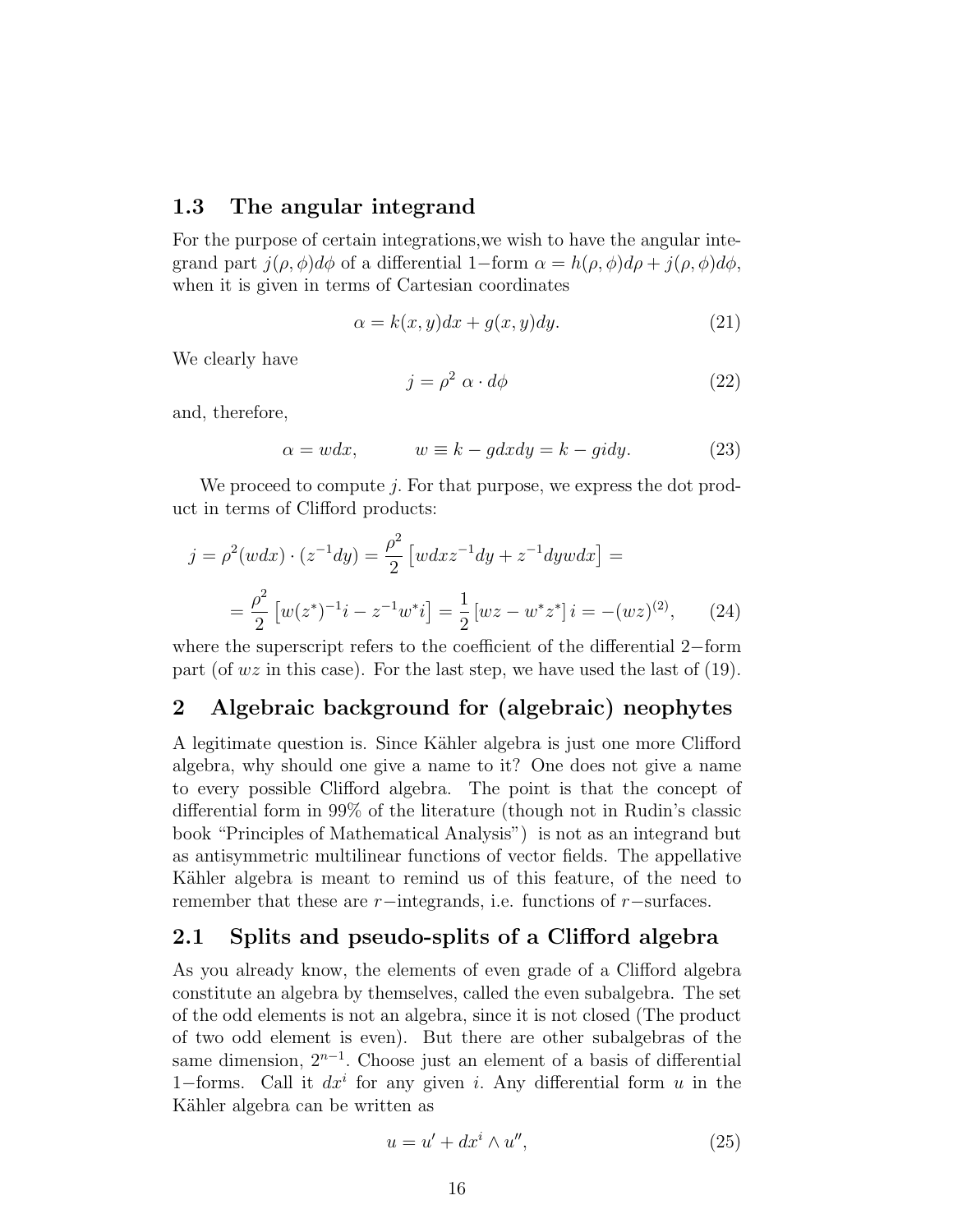### 1.3 The angular integrand

For the purpose of certain integrations,we wish to have the angular integrand part $j(\rho, \phi)d\phi$ of a differential 1−form $\alpha = h(\rho, \phi)d\rho + j(\rho, \phi)d\phi$, when it is given in terms of Cartesian coordinates

$$\alpha = k(x, y)dx + g(x, y)dy. \tag{21}$$

We clearly have

$$j = \rho^2 \ \alpha \cdot d\phi \tag{22}$$

and, therefore,

$$\alpha = wdx, \qquad w \equiv k - gdxdy = k - gidy. \tag{23}$$

We proceed to compute $j$. For that purpose, we express the dot product in terms of Clifford products:

$$j = \rho^2 (wdx) \cdot (z^{-1}dy) = \frac{\rho^2}{2}\left[wdxz^{-1}dy + z^{-1}dywdx\right] =$$

$$= \frac{\rho^2}{2}\left[w(z^*)^{-1}i - z^{-1}w^*i\right] = \frac{1}{2}\left[wz - w^*z^*\right]i = -(wz)^{(2)}, \tag{24}$$

where the superscript refers to the coefficient of the differential 2−form part (of $wz$ in this case). For the last step, we have used the last of (19).

## 2 Algebraic background for (algebraic) neophytes

A legitimate question is. Since Kähler algebra is just one more Clifford algebra, why should one give a name to it? One does not give a name to every possible Clifford algebra. The point is that the concept of differential form in 99% of the literature (though not in Rudin's classic book "Principles of Mathematical Analysis") is not as an integrand but as antisymmetric multilinear functions of vector fields. The appellative Kähler algebra is meant to remind us of this feature, of the need to remember that these are $r$−integrands, i.e. functions of $r$−surfaces.

### 2.1 Splits and pseudo-splits of a Clifford algebra

As you already know, the elements of even grade of a Clifford algebra constitute an algebra by themselves, called the even subalgebra. The set of the odd elements is not an algebra, since it is not closed (The product of two odd element is even). But there are other subalgebras of the same dimension, $2^{n-1}$. Choose just an element of a basis of differential 1−forms. Call it $dx^i$ for any given $i$. Any differential form $u$ in the Kähler algebra can be written as

$$u = u' + dx^i \wedge u'', \tag{25}$$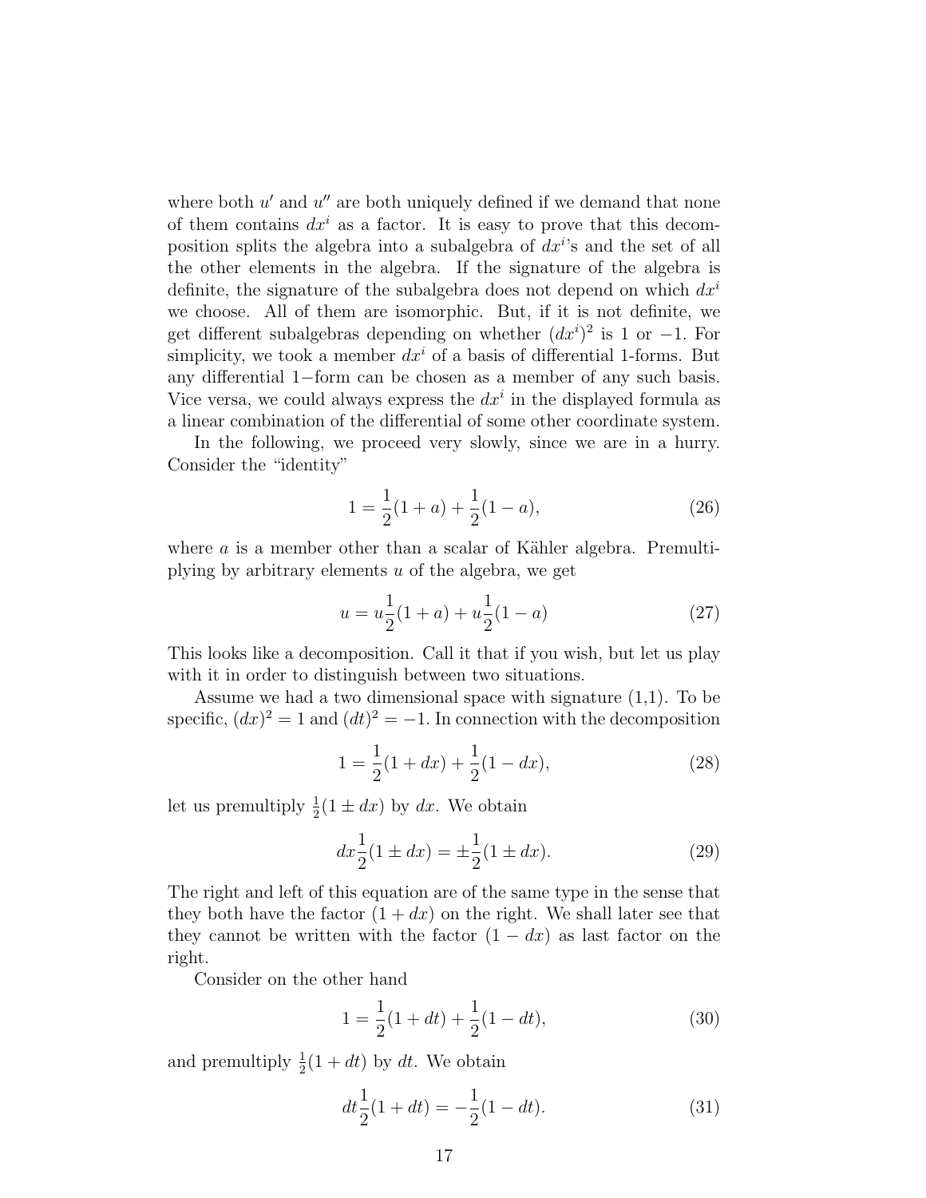where both $u'$ and $u''$ are both uniquely defined if we demand that none of them contains $dx^i$ as a factor. It is easy to prove that this decomposition splits the algebra into a subalgebra of $dx^i$'s and the set of all the other elements in the algebra. If the signature of the algebra is definite, the signature of the subalgebra does not depend on which $dx^i$ we choose. All of them are isomorphic. But, if it is not definite, we get different subalgebras depending on whether $(dx^i)^2$ is 1 or $-1$. For simplicity, we took a member $dx^i$ of a basis of differential 1-forms. But any differential $1-$form can be chosen as a member of any such basis. Vice versa, we could always express the $dx^i$ in the displayed formula as a linear combination of the differential of some other coordinate system.

In the following, we proceed very slowly, since we are in a hurry. Consider the "identity"

$$1 = \frac{1}{2}(1+a) + \frac{1}{2}(1-a), \tag{26}$$

where $a$ is a member other than a scalar of Kähler algebra. Premultiplying by arbitrary elements $u$ of the algebra, we get

$$u = u\frac{1}{2}(1+a) + u\frac{1}{2}(1-a) \tag{27}$$

This looks like a decomposition. Call it that if you wish, but let us play with it in order to distinguish between two situations.

Assume we had a two dimensional space with signature (1,1). To be specific, $(dx)^2 = 1$ and $(dt)^2 = -1$. In connection with the decomposition

$$1 = \frac{1}{2}(1+dx) + \frac{1}{2}(1-dx), \tag{28}$$

let us premultiply $\frac{1}{2}(1 \pm dx)$ by $dx$. We obtain

$$dx\frac{1}{2}(1 \pm dx) = \pm\frac{1}{2}(1 \pm dx). \tag{29}$$

The right and left of this equation are of the same type in the sense that they both have the factor $(1 + dx)$ on the right. We shall later see that they cannot be written with the factor $(1 - dx)$ as last factor on the right.

Consider on the other hand

$$1 = \frac{1}{2}(1+dt) + \frac{1}{2}(1-dt), \tag{30}$$

and premultiply $\frac{1}{2}(1 + dt)$ by $dt$. We obtain

$$dt\frac{1}{2}(1+dt) = -\frac{1}{2}(1-dt). \tag{31}$$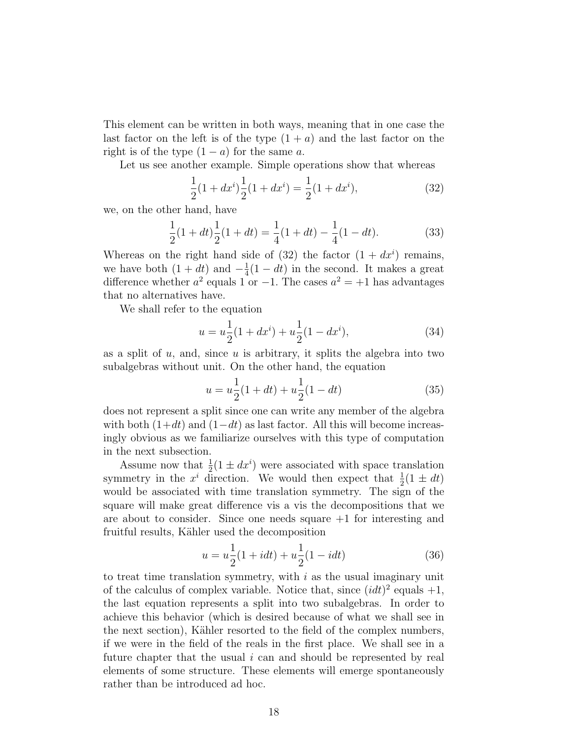This element can be written in both ways, meaning that in one case the last factor on the left is of the type $(1 + a)$ and the last factor on the right is of the type $(1 - a)$ for the same $a$.

Let us see another example. Simple operations show that whereas

$$\frac{1}{2}(1 + dx^i)\frac{1}{2}(1 + dx^i) = \frac{1}{2}(1 + dx^i), \tag{32}$$

we, on the other hand, have

$$\frac{1}{2}(1 + dt)\frac{1}{2}(1 + dt) = \frac{1}{4}(1 + dt) - \frac{1}{4}(1 - dt). \tag{33}$$

Whereas on the right hand side of (32) the factor $(1 + dx^i)$ remains, we have both $(1 + dt)$ and $-\frac{1}{4}(1 - dt)$ in the second. It makes a great difference whether $a^2$ equals 1 or $-1$. The cases $a^2 = +1$ has advantages that no alternatives have.

We shall refer to the equation

$$u = u\frac{1}{2}(1 + dx^i) + u\frac{1}{2}(1 - dx^i), \tag{34}$$

as a split of $u$, and, since $u$ is arbitrary, it splits the algebra into two subalgebras without unit. On the other hand, the equation

$$u = u\frac{1}{2}(1 + dt) + u\frac{1}{2}(1 - dt) \tag{35}$$

does not represent a split since one can write any member of the algebra with both $(1+dt)$ and $(1-dt)$ as last factor. All this will become increasingly obvious as we familiarize ourselves with this type of computation in the next subsection.

Assume now that $\frac{1}{2}(1 \pm dx^i)$ were associated with space translation symmetry in the $x^i$ direction. We would then expect that $\frac{1}{2}(1 \pm dt)$ would be associated with time translation symmetry. The sign of the square will make great difference vis a vis the decompositions that we are about to consider. Since one needs square $+1$ for interesting and fruitful results, Kähler used the decomposition

$$u = u\frac{1}{2}(1 + idt) + u\frac{1}{2}(1 - idt) \tag{36}$$

to treat time translation symmetry, with $i$ as the usual imaginary unit of the calculus of complex variable. Notice that, since $(idt)^2$ equals $+1$, the last equation represents a split into two subalgebras. In order to achieve this behavior (which is desired because of what we shall see in the next section), Kähler resorted to the field of the complex numbers, if we were in the field of the reals in the first place. We shall see in a future chapter that the usual $i$ can and should be represented by real elements of some structure. These elements will emerge spontaneously rather than be introduced ad hoc.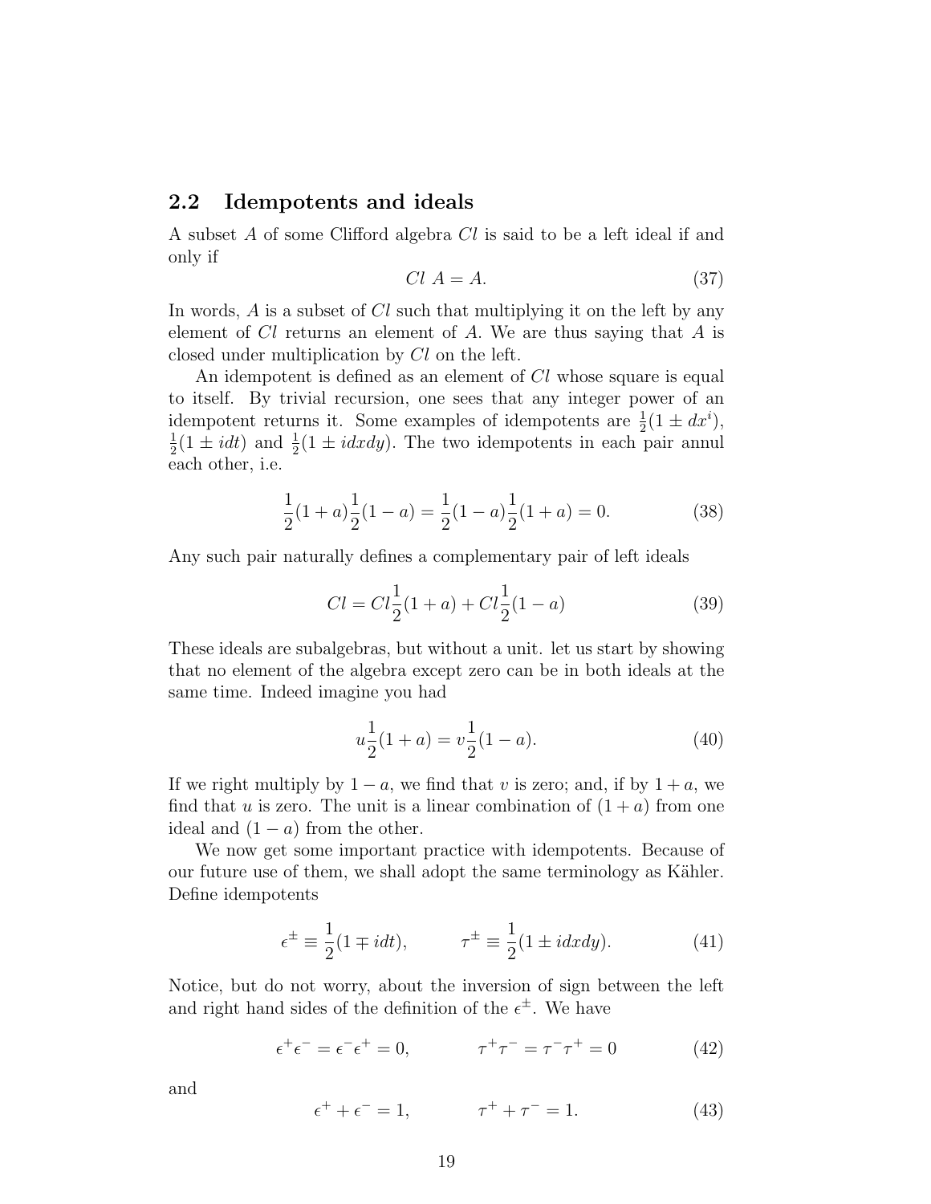## 2.2 Idempotents and ideals

A subset $A$ of some Clifford algebra $Cl$ is said to be a left ideal if and only if

$$Cl\ A = A. \tag{37}$$

In words, $A$ is a subset of $Cl$ such that multiplying it on the left by any element of $Cl$ returns an element of $A$. We are thus saying that $A$ is closed under multiplication by $Cl$ on the left.

An idempotent is defined as an element of $Cl$ whose square is equal to itself. By trivial recursion, one sees that any integer power of an idempotent returns it. Some examples of idempotents are $\frac{1}{2}(1 \pm dx^i)$, $\frac{1}{2}(1 \pm idt)$ and $\frac{1}{2}(1 \pm idxdy)$. The two idempotents in each pair annul each other, i.e.

$$\frac{1}{2}(1+a)\frac{1}{2}(1-a) = \frac{1}{2}(1-a)\frac{1}{2}(1+a) = 0. \tag{38}$$

Any such pair naturally defines a complementary pair of left ideals

$$Cl = Cl\frac{1}{2}(1+a) + Cl\frac{1}{2}(1-a) \tag{39}$$

These ideals are subalgebras, but without a unit. let us start by showing that no element of the algebra except zero can be in both ideals at the same time. Indeed imagine you had

$$u\frac{1}{2}(1+a) = v\frac{1}{2}(1-a). \tag{40}$$

If we right multiply by $1-a$, we find that $v$ is zero; and, if by $1+a$, we find that $u$ is zero. The unit is a linear combination of $(1+a)$ from one ideal and $(1-a)$ from the other.

We now get some important practice with idempotents. Because of our future use of them, we shall adopt the same terminology as Kähler. Define idempotents

$$\epsilon^{\pm} \equiv \frac{1}{2}(1 \mp idt), \qquad \tau^{\pm} \equiv \frac{1}{2}(1 \pm idxdy). \tag{41}$$

Notice, but do not worry, about the inversion of sign between the left and right hand sides of the definition of the $\epsilon^{\pm}$. We have

$$\epsilon^{+}\epsilon^{-} = \epsilon^{-}\epsilon^{+} = 0, \qquad \tau^{+}\tau^{-} = \tau^{-}\tau^{+} = 0 \tag{42}$$

and

$$\epsilon^{+} + \epsilon^{-} = 1, \qquad \tau^{+} + \tau^{-} = 1. \tag{43}$$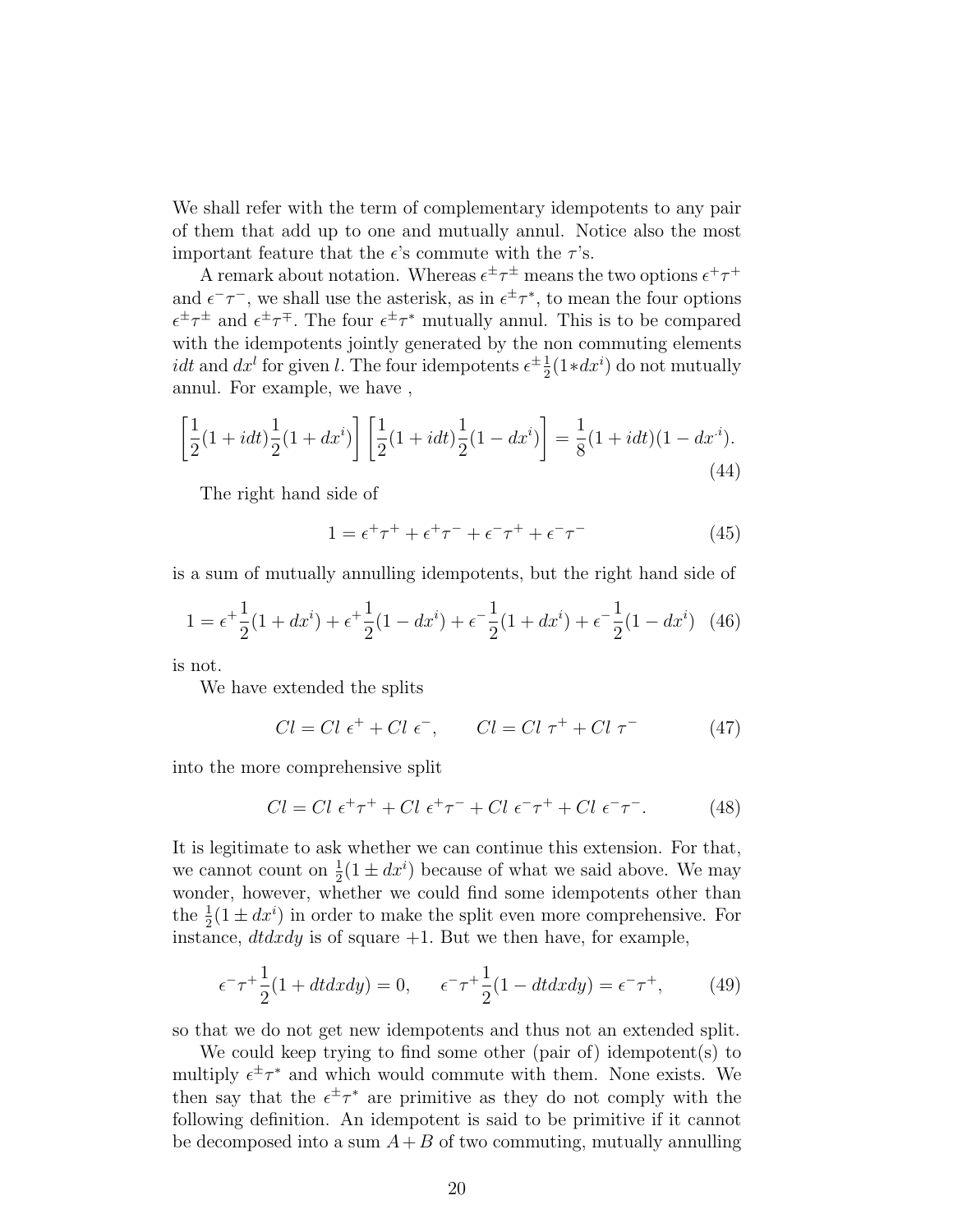We shall refer with the term of complementary idempotents to any pair of them that add up to one and mutually annul. Notice also the most important feature that the $\epsilon$'s commute with the $\tau$'s.

A remark about notation. Whereas $\epsilon^{\pm}\tau^{\pm}$ means the two options $\epsilon^{+}\tau^{+}$ and $\epsilon^{-}\tau^{-}$, we shall use the asterisk, as in $\epsilon^{\pm}\tau^{*}$, to mean the four options $\epsilon^{\pm}\tau^{\pm}$ and $\epsilon^{\pm}\tau^{\mp}$. The four $\epsilon^{\pm}\tau^{*}$ mutually annul. This is to be compared with the idempotents jointly generated by the non commuting elements $idt$ and $dx^{l}$ for given $l$. The four idempotents $\epsilon^{\pm}\frac{1}{2}(1 * dx^{i})$ do not mutually annul. For example, we have ,

$$\left[\frac{1}{2}(1+idt)\frac{1}{2}(1+dx^{i})\right]\left[\frac{1}{2}(1+idt)\frac{1}{2}(1-dx^{i})\right] = \frac{1}{8}(1+idt)(1-dx^{\cdot i}). \tag{44}$$

The right hand side of

$$1 = \epsilon^{+}\tau^{+} + \epsilon^{+}\tau^{-} + \epsilon^{-}\tau^{+} + \epsilon^{-}\tau^{-} \tag{45}$$

is a sum of mutually annulling idempotents, but the right hand side of

$$1 = \epsilon^{+}\frac{1}{2}(1+dx^{i}) + \epsilon^{+}\frac{1}{2}(1-dx^{i}) + \epsilon^{-}\frac{1}{2}(1+dx^{i}) + \epsilon^{-}\frac{1}{2}(1-dx^{i}) \tag{46}$$

is not.

We have extended the splits

$$Cl = Cl\ \epsilon^{+} + Cl\ \epsilon^{-}, \qquad Cl = Cl\ \tau^{+} + Cl\ \tau^{-} \tag{47}$$

into the more comprehensive split

$$Cl = Cl\ \epsilon^{+}\tau^{+} + Cl\ \epsilon^{+}\tau^{-} + Cl\ \epsilon^{-}\tau^{+} + Cl\ \epsilon^{-}\tau^{-}. \tag{48}$$

It is legitimate to ask whether we can continue this extension. For that, we cannot count on $\frac{1}{2}(1 \pm dx^{i})$ because of what we said above. We may wonder, however, whether we could find some idempotents other than the $\frac{1}{2}(1 \pm dx^{i})$ in order to make the split even more comprehensive. For instance, $dtdxdy$ is of square $+1$. But we then have, for example,

$$\epsilon^{-}\tau^{+}\frac{1}{2}(1+dtdxdy) = 0, \qquad \epsilon^{-}\tau^{+}\frac{1}{2}(1-dtdxdy) = \epsilon^{-}\tau^{+}, \tag{49}$$

so that we do not get new idempotents and thus not an extended split.

We could keep trying to find some other (pair of) idempotent(s) to multiply $\epsilon^{\pm}\tau^{*}$ and which would commute with them. None exists. We then say that the $\epsilon^{\pm}\tau^{*}$ are primitive as they do not comply with the following definition. An idempotent is said to be primitive if it cannot be decomposed into a sum $A+B$ of two commuting, mutually annulling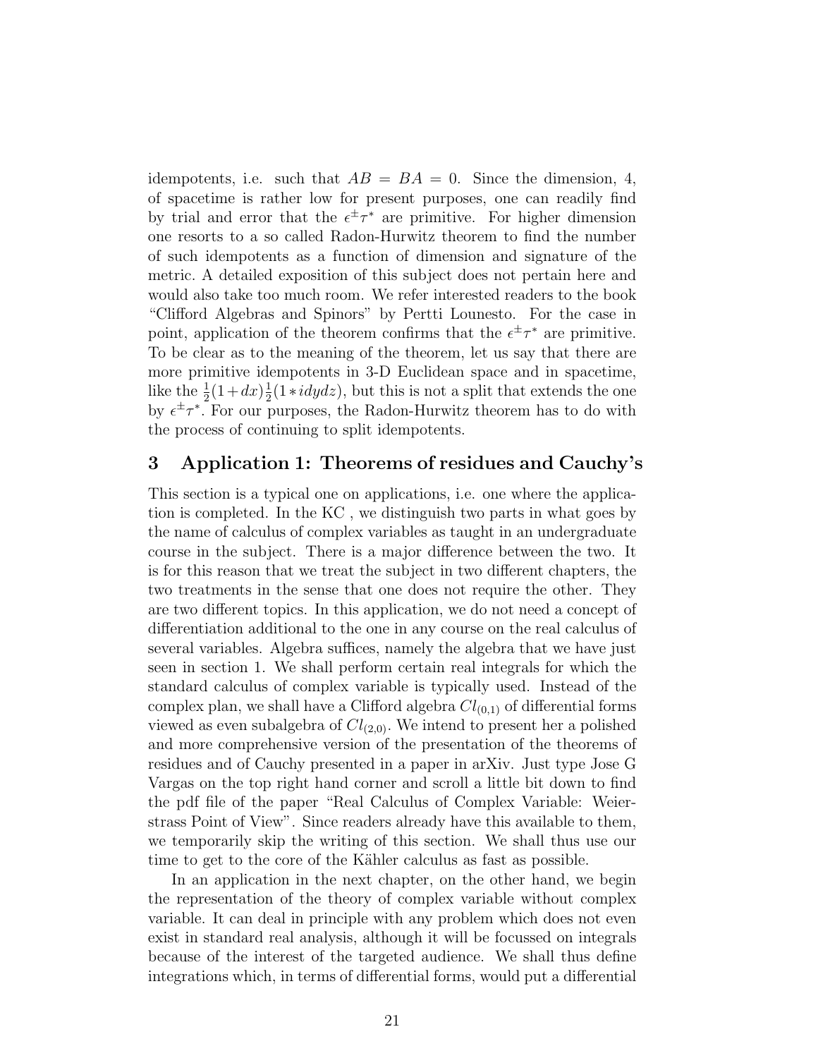idempotents, i.e. such that $AB = BA = 0$. Since the dimension, 4, of spacetime is rather low for present purposes, one can readily find by trial and error that the $\epsilon^{\pm}\tau^{*}$ are primitive. For higher dimension one resorts to a so called Radon-Hurwitz theorem to find the number of such idempotents as a function of dimension and signature of the metric. A detailed exposition of this subject does not pertain here and would also take too much room. We refer interested readers to the book "Clifford Algebras and Spinors" by Pertti Lounesto. For the case in point, application of the theorem confirms that the $\epsilon^{\pm}\tau^{*}$ are primitive. To be clear as to the meaning of the theorem, let us say that there are more primitive idempotents in 3-D Euclidean space and in spacetime, like the $\frac{1}{2}(1+dx)\frac{1}{2}(1*idydz)$, but this is not a split that extends the one by $\epsilon^{\pm}\tau^{*}$. For our purposes, the Radon-Hurwitz theorem has to do with the process of continuing to split idempotents.

## 3 Application 1: Theorems of residues and Cauchy's

This section is a typical one on applications, i.e. one where the application is completed. In the KC , we distinguish two parts in what goes by the name of calculus of complex variables as taught in an undergraduate course in the subject. There is a major difference between the two. It is for this reason that we treat the subject in two different chapters, the two treatments in the sense that one does not require the other. They are two different topics. In this application, we do not need a concept of differentiation additional to the one in any course on the real calculus of several variables. Algebra suffices, namely the algebra that we have just seen in section 1. We shall perform certain real integrals for which the standard calculus of complex variable is typically used. Instead of the complex plan, we shall have a Clifford algebra $Cl_{(0,1)}$ of differential forms viewed as even subalgebra of $Cl_{(2,0)}$. We intend to present her a polished and more comprehensive version of the presentation of the theorems of residues and of Cauchy presented in a paper in arXiv. Just type Jose G Vargas on the top right hand corner and scroll a little bit down to find the pdf file of the paper "Real Calculus of Complex Variable: Weierstrass Point of View". Since readers already have this available to them, we temporarily skip the writing of this section. We shall thus use our time to get to the core of the Kähler calculus as fast as possible.

In an application in the next chapter, on the other hand, we begin the representation of the theory of complex variable without complex variable. It can deal in principle with any problem which does not even exist in standard real analysis, although it will be focussed on integrals because of the interest of the targeted audience. We shall thus define integrations which, in terms of differential forms, would put a differential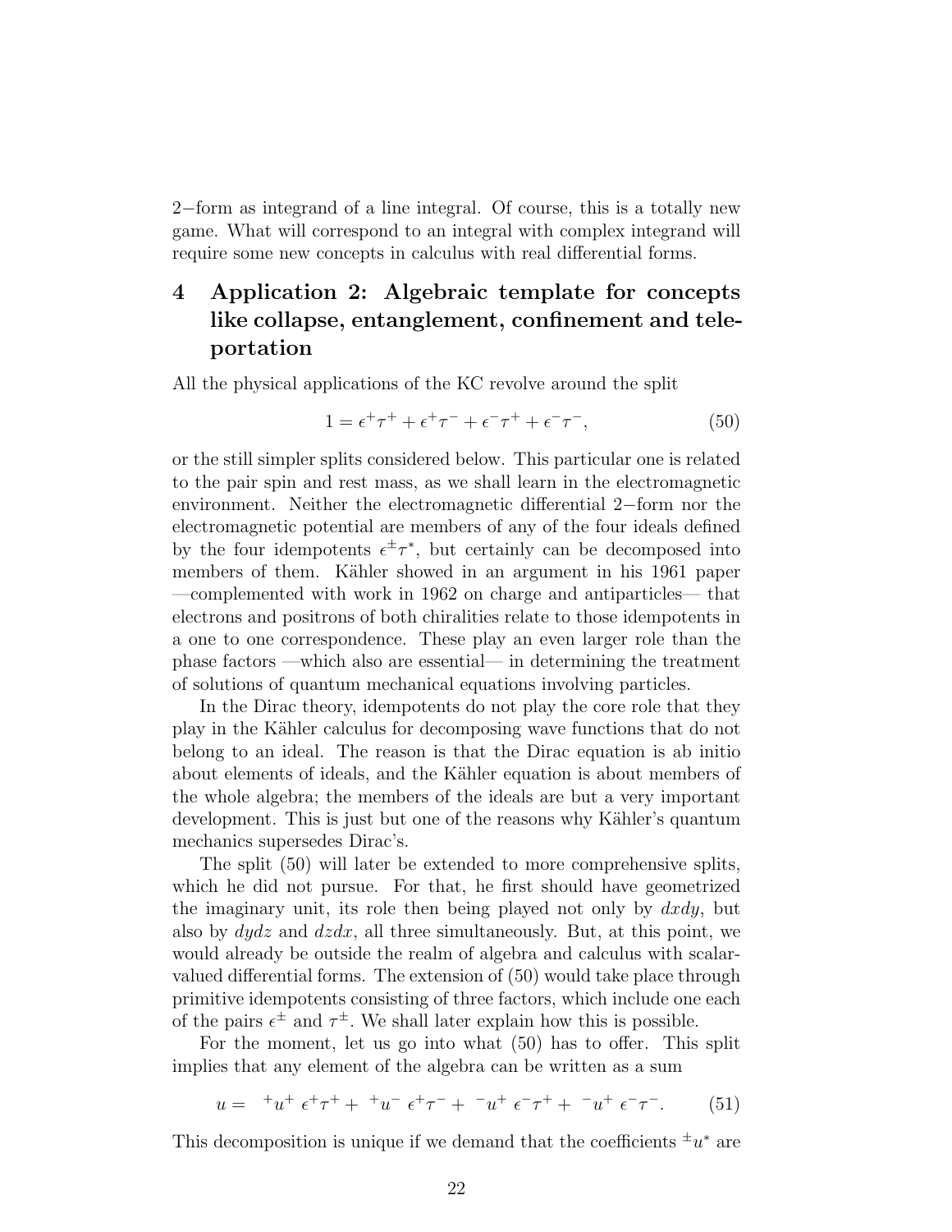2−form as integrand of a line integral. Of course, this is a totally new game. What will correspond to an integral with complex integrand will require some new concepts in calculus with real differential forms.

## 4 Application 2: Algebraic template for concepts like collapse, entanglement, confinement and teleportation

All the physical applications of the KC revolve around the split

$$1 = \epsilon^+\tau^+ + \epsilon^+\tau^- + \epsilon^-\tau^+ + \epsilon^-\tau^-, \tag{50}$$

or the still simpler splits considered below. This particular one is related to the pair spin and rest mass, as we shall learn in the electromagnetic environment. Neither the electromagnetic differential 2−form nor the electromagnetic potential are members of any of the four ideals defined by the four idempotents $\epsilon^\pm\tau^*$, but certainly can be decomposed into members of them. Kähler showed in an argument in his 1961 paper —complemented with work in 1962 on charge and antiparticles— that electrons and positrons of both chiralities relate to those idempotents in a one to one correspondence. These play an even larger role than the phase factors —which also are essential— in determining the treatment of solutions of quantum mechanical equations involving particles.

In the Dirac theory, idempotents do not play the core role that they play in the Kähler calculus for decomposing wave functions that do not belong to an ideal. The reason is that the Dirac equation is ab initio about elements of ideals, and the Kähler equation is about members of the whole algebra; the members of the ideals are but a very important development. This is just but one of the reasons why Kähler's quantum mechanics supersedes Dirac's.

The split (50) will later be extended to more comprehensive splits, which he did not pursue. For that, he first should have geometrized the imaginary unit, its role then being played not only by $dxdy$, but also by $dydz$ and $dzdx$, all three simultaneously. But, at this point, we would already be outside the realm of algebra and calculus with scalar-valued differential forms. The extension of (50) would take place through primitive idempotents consisting of three factors, which include one each of the pairs $\epsilon^\pm$ and $\tau^\pm$. We shall later explain how this is possible.

For the moment, let us go into what (50) has to offer. This split implies that any element of the algebra can be written as a sum

$$u = \ {}^+u^+\ \epsilon^+\tau^+ + \ {}^+u^-\ \epsilon^+\tau^- + \ {}^-u^+\ \epsilon^-\tau^+ + \ {}^-u^+\ \epsilon^-\tau^-. \tag{51}$$

This decomposition is unique if we demand that the coefficients ${}^\pm u^*$ are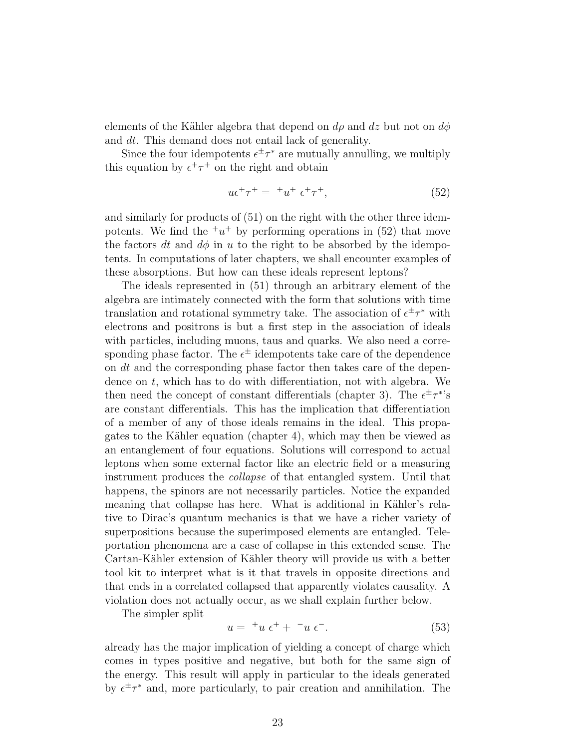elements of the Kähler algebra that depend on $d\rho$ and $dz$ but not on $d\phi$ and $dt$. This demand does not entail lack of generality.

Since the four idempotents $\epsilon^{\pm}\tau^{*}$ are mutually annulling, we multiply this equation by $\epsilon^{+}\tau^{+}$ on the right and obtain

$$u\epsilon^{+}\tau^{+} = \ {}^{+}u^{+}\ \epsilon^{+}\tau^{+}, \tag{52}$$

and similarly for products of (51) on the right with the other three idempotents. We find the ${}^{+}u^{+}$ by performing operations in (52) that move the factors $dt$ and $d\phi$ in $u$ to the right to be absorbed by the idempotents. In computations of later chapters, we shall encounter examples of these absorptions. But how can these ideals represent leptons?

The ideals represented in (51) through an arbitrary element of the algebra are intimately connected with the form that solutions with time translation and rotational symmetry take. The association of $\epsilon^{\pm}\tau^{*}$ with electrons and positrons is but a first step in the association of ideals with particles, including muons, taus and quarks. We also need a corresponding phase factor. The $\epsilon^{\pm}$ idempotents take care of the dependence on $dt$ and the corresponding phase factor then takes care of the dependence on $t$, which has to do with differentiation, not with algebra. We then need the concept of constant differentials (chapter 3). The $\epsilon^{\pm}\tau^{*}$'s are constant differentials. This has the implication that differentiation of a member of any of those ideals remains in the ideal. This propagates to the Kähler equation (chapter 4), which may then be viewed as an entanglement of four equations. Solutions will correspond to actual leptons when some external factor like an electric field or a measuring instrument produces the *collapse* of that entangled system. Until that happens, the spinors are not necessarily particles. Notice the expanded meaning that collapse has here. What is additional in Kähler's relative to Dirac's quantum mechanics is that we have a richer variety of superpositions because the superimposed elements are entangled. Teleportation phenomena are a case of collapse in this extended sense. The Cartan-Kähler extension of Kähler theory will provide us with a better tool kit to interpret what is it that travels in opposite directions and that ends in a correlated collapsed that apparently violates causality. A violation does not actually occur, as we shall explain further below.

The simpler split

$$u = \ {}^{+}u\ \epsilon^{+} + \ {}^{-}u\ \epsilon^{-}. \tag{53}$$

already has the major implication of yielding a concept of charge which comes in types positive and negative, but both for the same sign of the energy. This result will apply in particular to the ideals generated by $\epsilon^{\pm}\tau^{*}$ and, more particularly, to pair creation and annihilation. The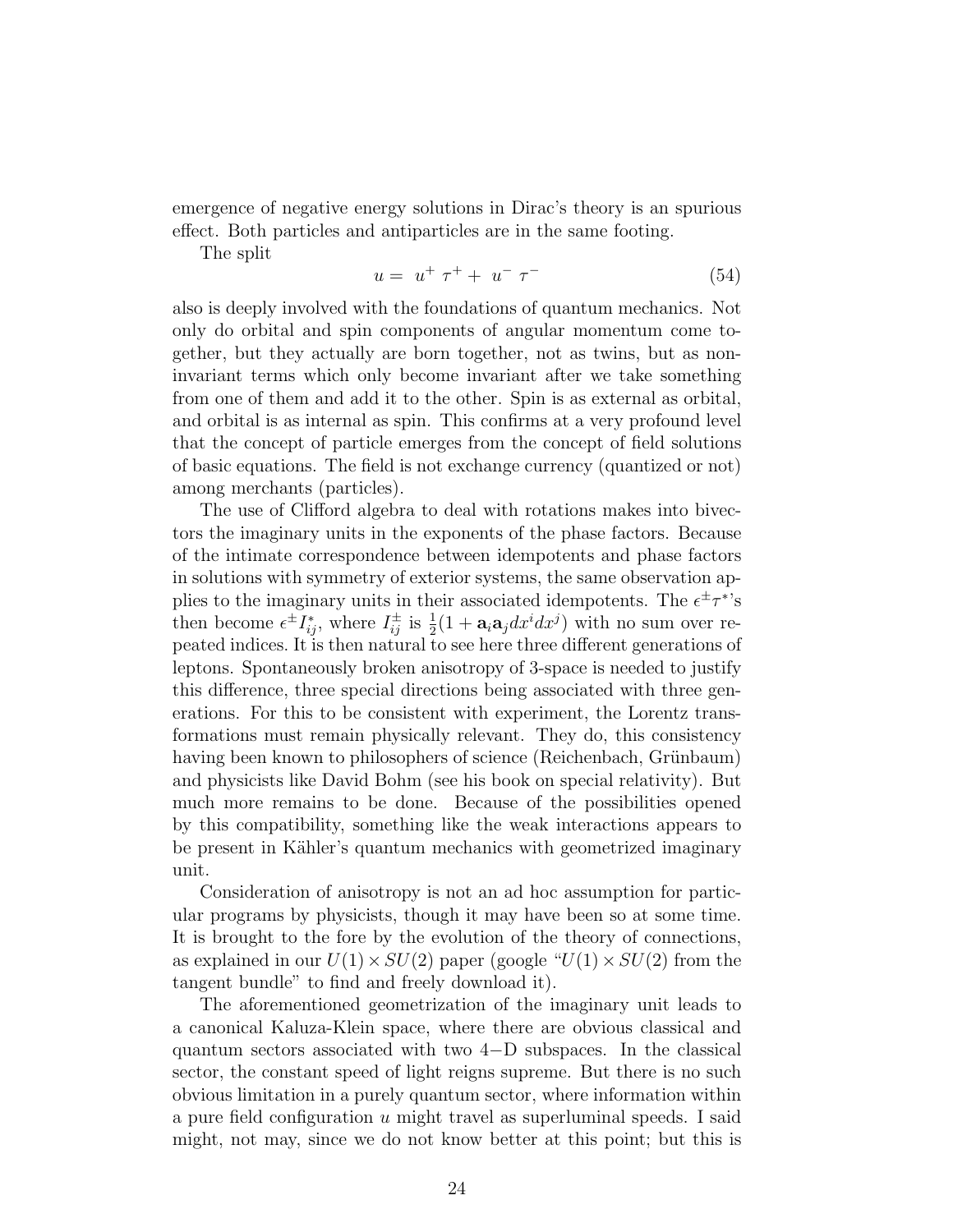emergence of negative energy solutions in Dirac's theory is an spurious effect. Both particles and antiparticles are in the same footing.

The split

$$u = u^{+}\,\tau^{+} + u^{-}\,\tau^{-} \tag{54}$$

also is deeply involved with the foundations of quantum mechanics. Not only do orbital and spin components of angular momentum come together, but they actually are born together, not as twins, but as non-invariant terms which only become invariant after we take something from one of them and add it to the other. Spin is as external as orbital, and orbital is as internal as spin. This confirms at a very profound level that the concept of particle emerges from the concept of field solutions of basic equations. The field is not exchange currency (quantized or not) among merchants (particles).

The use of Clifford algebra to deal with rotations makes into bivectors the imaginary units in the exponents of the phase factors. Because of the intimate correspondence between idempotents and phase factors in solutions with symmetry of exterior systems, the same observation applies to the imaginary units in their associated idempotents. The $\epsilon^{\pm}\tau^{*}$'s then become $\epsilon^{\pm}I^{*}_{ij}$, where $I^{\pm}_{ij}$ is $\frac{1}{2}(1 + \mathbf{a}_i\mathbf{a}_j dx^i dx^j)$ with no sum over repeated indices. It is then natural to see here three different generations of leptons. Spontaneously broken anisotropy of 3-space is needed to justify this difference, three special directions being associated with three generations. For this to be consistent with experiment, the Lorentz transformations must remain physically relevant. They do, this consistency having been known to philosophers of science (Reichenbach, Grünbaum) and physicists like David Bohm (see his book on special relativity). But much more remains to be done. Because of the possibilities opened by this compatibility, something like the weak interactions appears to be present in Kähler's quantum mechanics with geometrized imaginary unit.

Consideration of anisotropy is not an ad hoc assumption for particular programs by physicists, though it may have been so at some time. It is brought to the fore by the evolution of the theory of connections, as explained in our $U(1)\times SU(2)$ paper (google "$U(1)\times SU(2)$ from the tangent bundle" to find and freely download it).

The aforementioned geometrization of the imaginary unit leads to a canonical Kaluza-Klein space, where there are obvious classical and quantum sectors associated with two 4−D subspaces. In the classical sector, the constant speed of light reigns supreme. But there is no such obvious limitation in a purely quantum sector, where information within a pure field configuration $u$ might travel as superluminal speeds. I said might, not may, since we do not know better at this point; but this is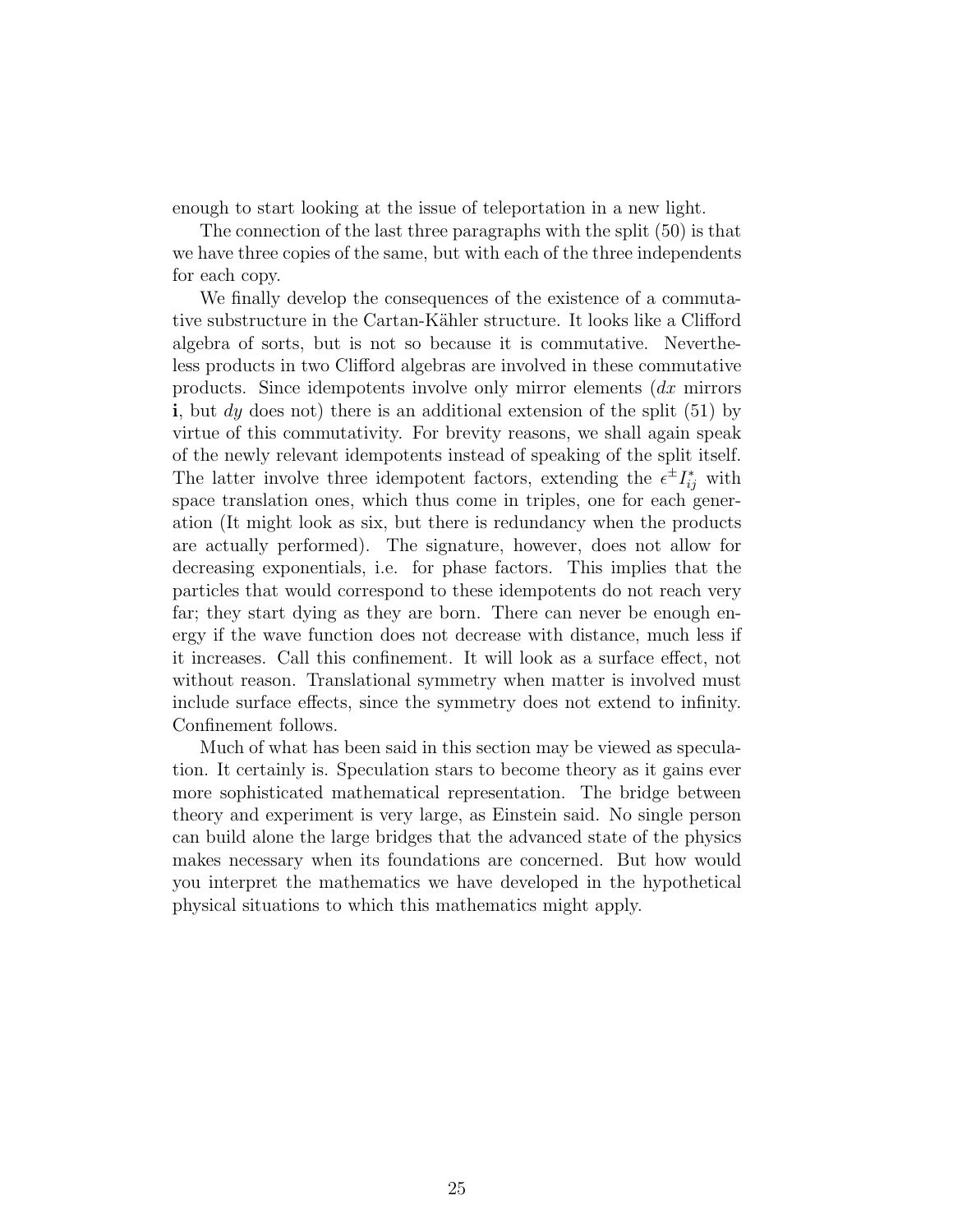enough to start looking at the issue of teleportation in a new light.

The connection of the last three paragraphs with the split (50) is that we have three copies of the same, but with each of the three independents for each copy.

We finally develop the consequences of the existence of a commutative substructure in the Cartan-Kähler structure. It looks like a Clifford algebra of sorts, but is not so because it is commutative. Nevertheless products in two Clifford algebras are involved in these commutative products. Since idempotents involve only mirror elements ($dx$ mirrors $\mathbf{i}$, but $dy$ does not) there is an additional extension of the split (51) by virtue of this commutativity. For brevity reasons, we shall again speak of the newly relevant idempotents instead of speaking of the split itself. The latter involve three idempotent factors, extending the $\epsilon^{\pm} I_{ij}^{*}$ with space translation ones, which thus come in triples, one for each generation (It might look as six, but there is redundancy when the products are actually performed). The signature, however, does not allow for decreasing exponentials, i.e. for phase factors. This implies that the particles that would correspond to these idempotents do not reach very far; they start dying as they are born. There can never be enough energy if the wave function does not decrease with distance, much less if it increases. Call this confinement. It will look as a surface effect, not without reason. Translational symmetry when matter is involved must include surface effects, since the symmetry does not extend to infinity. Confinement follows.

Much of what has been said in this section may be viewed as speculation. It certainly is. Speculation stars to become theory as it gains ever more sophisticated mathematical representation. The bridge between theory and experiment is very large, as Einstein said. No single person can build alone the large bridges that the advanced state of the physics makes necessary when its foundations are concerned. But how would you interpret the mathematics we have developed in the hypothetical physical situations to which this mathematics might apply.